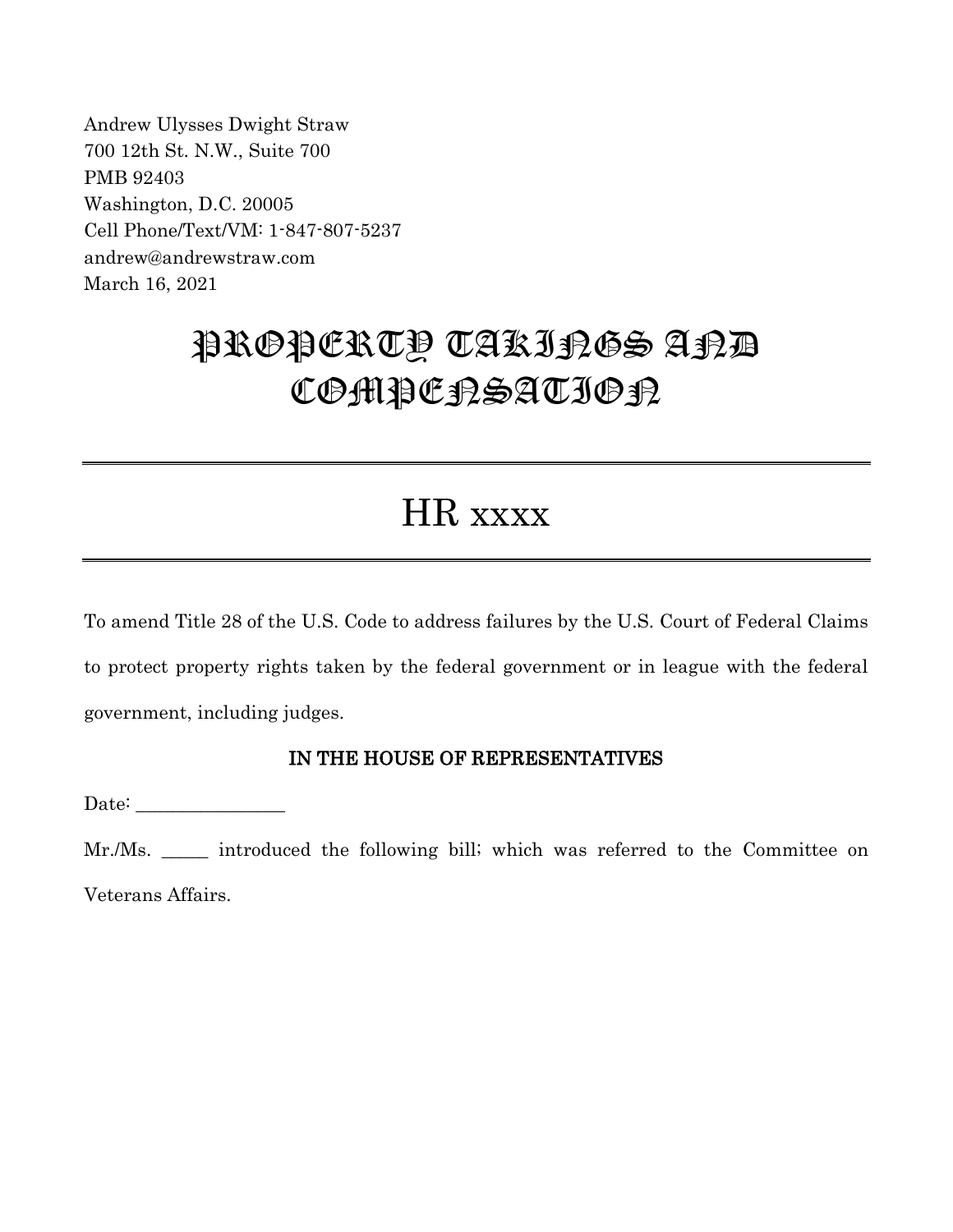Andrew Ulysses Dwight Straw
700 12th St. N.W., Suite 700
PMB 92403
Washington, D.C. 20005
Cell Phone/Text/VM: 1-847-807-5237
andrew@andrewstraw.com
March 16, 2021

# PROPERTY TAKINGS AND COMPENSATION

---

# HR xxxx

---

To amend Title 28 of the U.S. Code to address failures by the U.S. Court of Federal Claims to protect property rights taken by the federal government or in league with the federal government, including judges.

**IN THE HOUSE OF REPRESENTATIVES**

Date: ________________

Mr./Ms. _____ introduced the following bill; which was referred to the Committee on Veterans Affairs.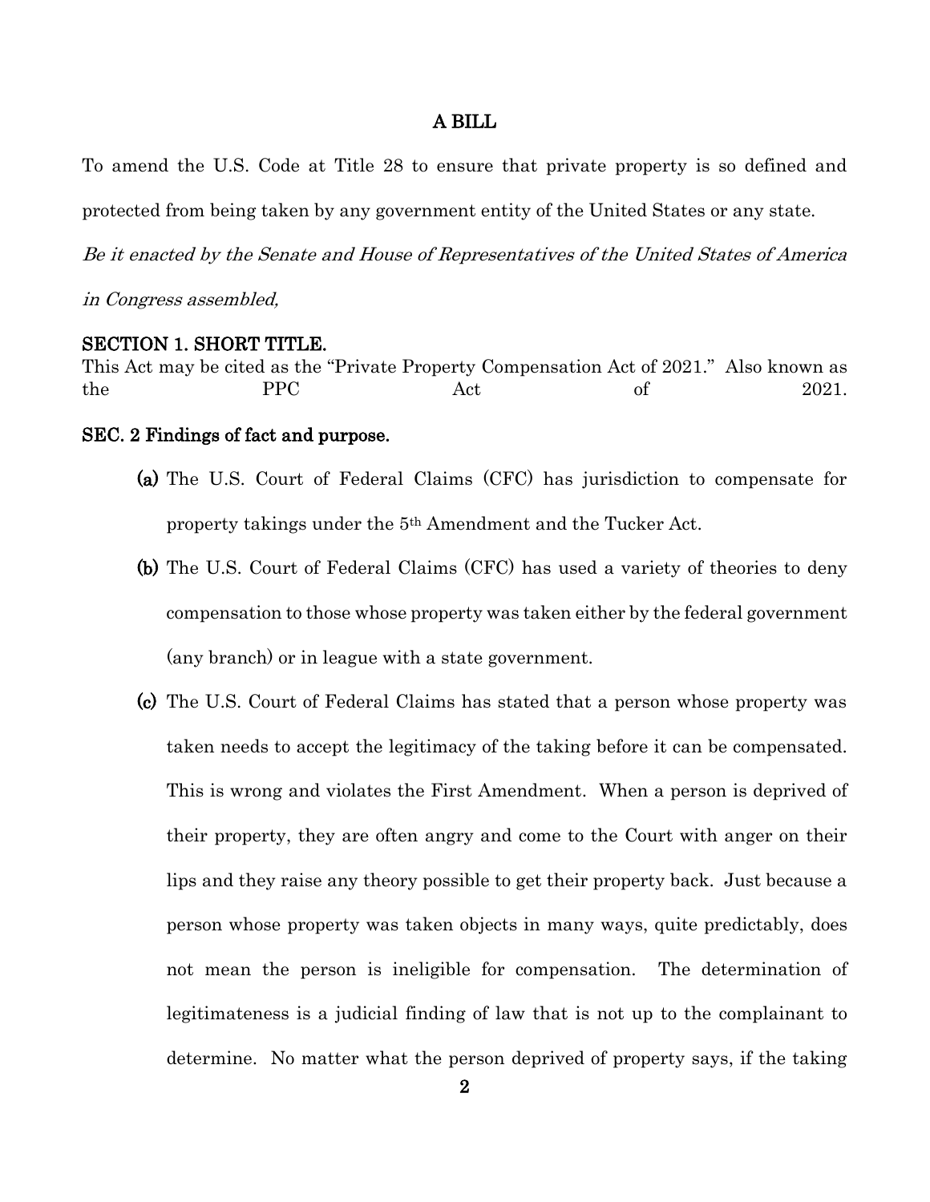**A BILL**

To amend the U.S. Code at Title 28 to ensure that private property is so defined and protected from being taken by any government entity of the United States or any state.

*Be it enacted by the Senate and House of Representatives of the United States of America in Congress assembled,*

## SECTION 1. SHORT TITLE.

This Act may be cited as the "Private Property Compensation Act of 2021." Also known as the PPC Act of 2021.

## SEC. 2 Findings of fact and purpose.

**(a)** The U.S. Court of Federal Claims (CFC) has jurisdiction to compensate for property takings under the 5th Amendment and the Tucker Act.

**(b)** The U.S. Court of Federal Claims (CFC) has used a variety of theories to deny compensation to those whose property was taken either by the federal government (any branch) or in league with a state government.

**(c)** The U.S. Court of Federal Claims has stated that a person whose property was taken needs to accept the legitimacy of the taking before it can be compensated. This is wrong and violates the First Amendment. When a person is deprived of their property, they are often angry and come to the Court with anger on their lips and they raise any theory possible to get their property back. Just because a person whose property was taken objects in many ways, quite predictably, does not mean the person is ineligible for compensation. The determination of legitimateness is a judicial finding of law that is not up to the complainant to determine. No matter what the person deprived of property says, if the taking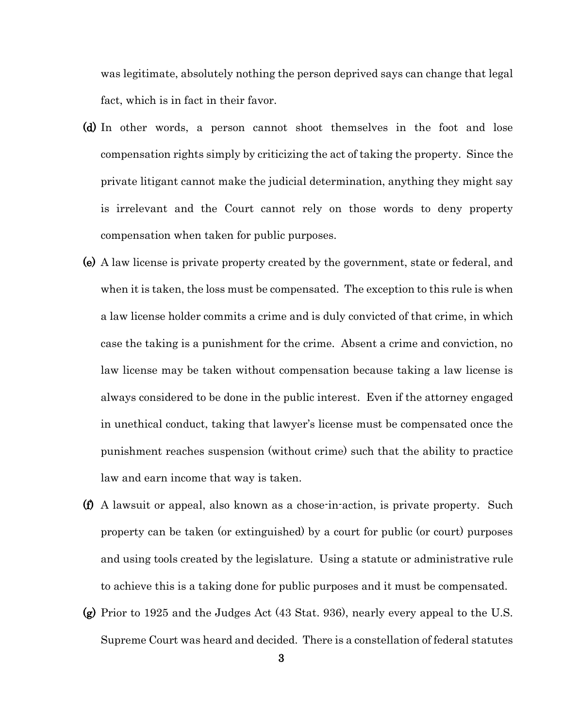was legitimate, absolutely nothing the person deprived says can change that legal fact, which is in fact in their favor.

**(d)** In other words, a person cannot shoot themselves in the foot and lose compensation rights simply by criticizing the act of taking the property. Since the private litigant cannot make the judicial determination, anything they might say is irrelevant and the Court cannot rely on those words to deny property compensation when taken for public purposes.

**(e)** A law license is private property created by the government, state or federal, and when it is taken, the loss must be compensated. The exception to this rule is when a law license holder commits a crime and is duly convicted of that crime, in which case the taking is a punishment for the crime. Absent a crime and conviction, no law license may be taken without compensation because taking a law license is always considered to be done in the public interest. Even if the attorney engaged in unethical conduct, taking that lawyer's license must be compensated once the punishment reaches suspension (without crime) such that the ability to practice law and earn income that way is taken.

**(f)** A lawsuit or appeal, also known as a chose-in-action, is private property. Such property can be taken (or extinguished) by a court for public (or court) purposes and using tools created by the legislature. Using a statute or administrative rule to achieve this is a taking done for public purposes and it must be compensated.

**(g)** Prior to 1925 and the Judges Act (43 Stat. 936), nearly every appeal to the U.S. Supreme Court was heard and decided. There is a constellation of federal statutes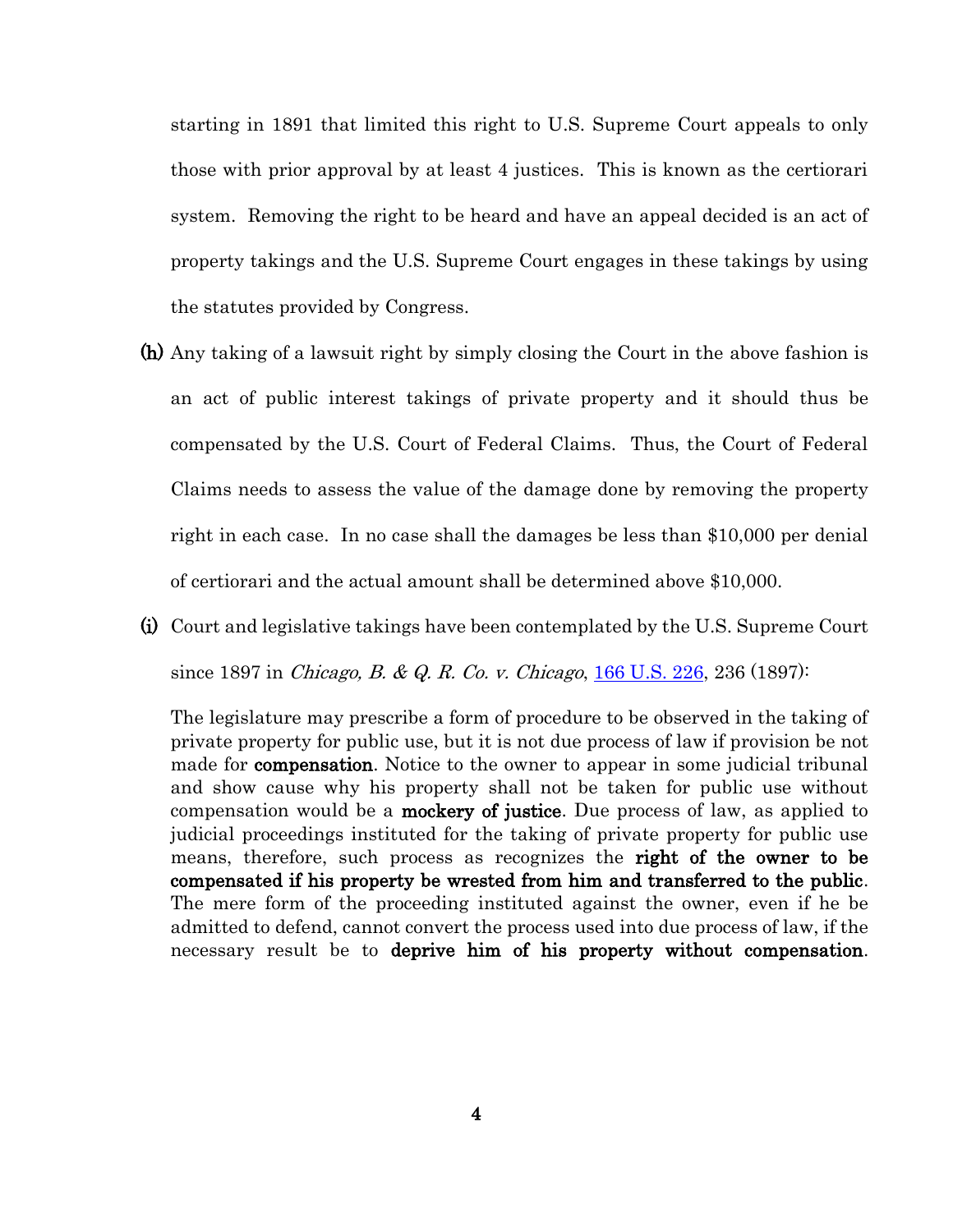starting in 1891 that limited this right to U.S. Supreme Court appeals to only those with prior approval by at least 4 justices. This is known as the certiorari system. Removing the right to be heard and have an appeal decided is an act of property takings and the U.S. Supreme Court engages in these takings by using the statutes provided by Congress.

**(h)** Any taking of a lawsuit right by simply closing the Court in the above fashion is an act of public interest takings of private property and it should thus be compensated by the U.S. Court of Federal Claims. Thus, the Court of Federal Claims needs to assess the value of the damage done by removing the property right in each case. In no case shall the damages be less than $10,000 per denial of certiorari and the actual amount shall be determined above $10,000.

**(i)** Court and legislative takings have been contemplated by the U.S. Supreme Court since 1897 in *Chicago, B. & Q. R. Co. v. Chicago*, 166 U.S. 226, 236 (1897):

> The legislature may prescribe a form of procedure to be observed in the taking of private property for public use, but it is not due process of law if provision be not made for **compensation**. Notice to the owner to appear in some judicial tribunal and show cause why his property shall not be taken for public use without compensation would be a **mockery of justice**. Due process of law, as applied to judicial proceedings instituted for the taking of private property for public use means, therefore, such process as recognizes the **right of the owner to be compensated if his property be wrested from him and transferred to the public**. The mere form of the proceeding instituted against the owner, even if he be admitted to defend, cannot convert the process used into due process of law, if the necessary result be to **deprive him of his property without compensation**.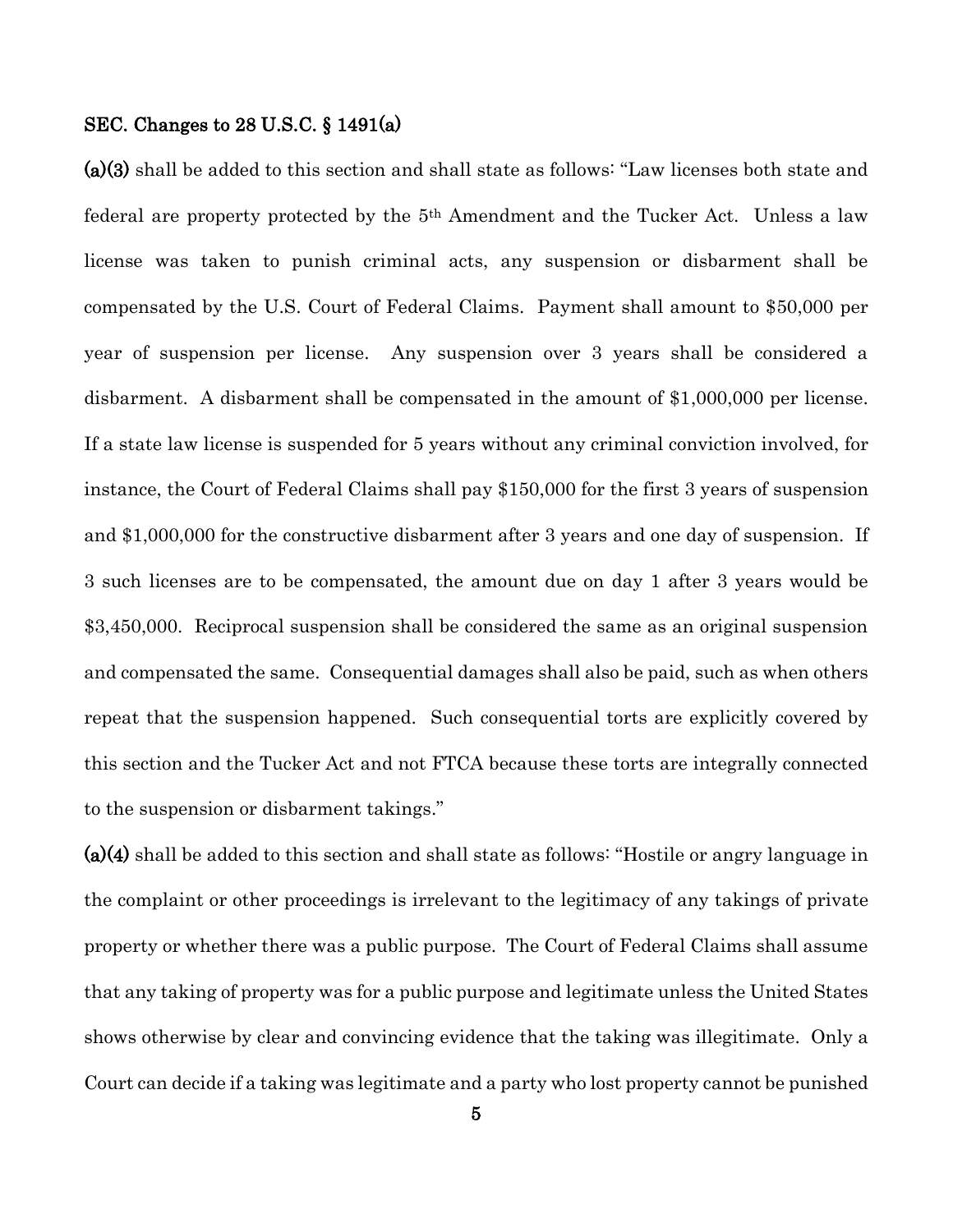**SEC. Changes to 28 U.S.C. § 1491(a)**

**(a)(3)** shall be added to this section and shall state as follows: "Law licenses both state and federal are property protected by the 5th Amendment and the Tucker Act. Unless a law license was taken to punish criminal acts, any suspension or disbarment shall be compensated by the U.S. Court of Federal Claims. Payment shall amount to $50,000 per year of suspension per license. Any suspension over 3 years shall be considered a disbarment. A disbarment shall be compensated in the amount of $1,000,000 per license. If a state law license is suspended for 5 years without any criminal conviction involved, for instance, the Court of Federal Claims shall pay $150,000 for the first 3 years of suspension and $1,000,000 for the constructive disbarment after 3 years and one day of suspension. If 3 such licenses are to be compensated, the amount due on day 1 after 3 years would be $3,450,000. Reciprocal suspension shall be considered the same as an original suspension and compensated the same. Consequential damages shall also be paid, such as when others repeat that the suspension happened. Such consequential torts are explicitly covered by this section and the Tucker Act and not FTCA because these torts are integrally connected to the suspension or disbarment takings."

**(a)(4)** shall be added to this section and shall state as follows: "Hostile or angry language in the complaint or other proceedings is irrelevant to the legitimacy of any takings of private property or whether there was a public purpose. The Court of Federal Claims shall assume that any taking of property was for a public purpose and legitimate unless the United States shows otherwise by clear and convincing evidence that the taking was illegitimate. Only a Court can decide if a taking was legitimate and a party who lost property cannot be punished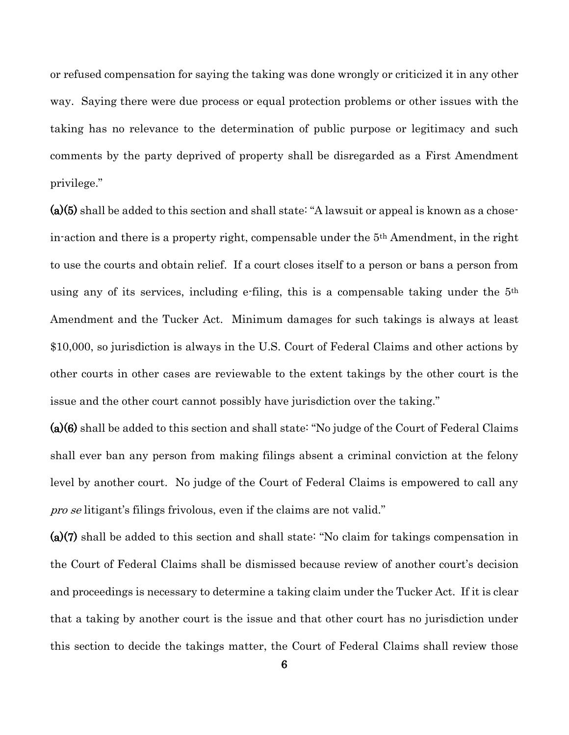or refused compensation for saying the taking was done wrongly or criticized it in any other way. Saying there were due process or equal protection problems or other issues with the taking has no relevance to the determination of public purpose or legitimacy and such comments by the party deprived of property shall be disregarded as a First Amendment privilege."

**(a)(5)** shall be added to this section and shall state: "A lawsuit or appeal is known as a chose-in-action and there is a property right, compensable under the 5th Amendment, in the right to use the courts and obtain relief. If a court closes itself to a person or bans a person from using any of its services, including e-filing, this is a compensable taking under the 5th Amendment and the Tucker Act. Minimum damages for such takings is always at least $10,000, so jurisdiction is always in the U.S. Court of Federal Claims and other actions by other courts in other cases are reviewable to the extent takings by the other court is the issue and the other court cannot possibly have jurisdiction over the taking."

**(a)(6)** shall be added to this section and shall state: "No judge of the Court of Federal Claims shall ever ban any person from making filings absent a criminal conviction at the felony level by another court. No judge of the Court of Federal Claims is empowered to call any *pro se* litigant's filings frivolous, even if the claims are not valid."

**(a)(7)** shall be added to this section and shall state: "No claim for takings compensation in the Court of Federal Claims shall be dismissed because review of another court's decision and proceedings is necessary to determine a taking claim under the Tucker Act. If it is clear that a taking by another court is the issue and that other court has no jurisdiction under this section to decide the takings matter, the Court of Federal Claims shall review those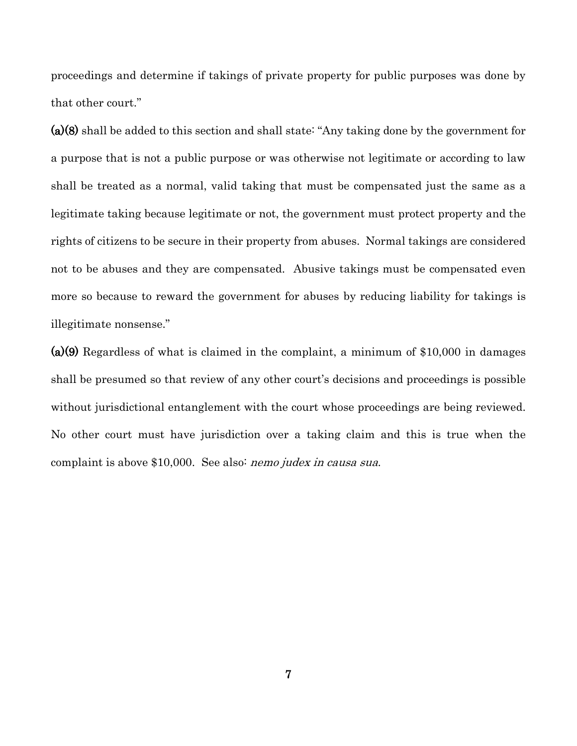proceedings and determine if takings of private property for public purposes was done by that other court."

**(a)(8)** shall be added to this section and shall state: "Any taking done by the government for a purpose that is not a public purpose or was otherwise not legitimate or according to law shall be treated as a normal, valid taking that must be compensated just the same as a legitimate taking because legitimate or not, the government must protect property and the rights of citizens to be secure in their property from abuses. Normal takings are considered not to be abuses and they are compensated. Abusive takings must be compensated even more so because to reward the government for abuses by reducing liability for takings is illegitimate nonsense."

**(a)(9)** Regardless of what is claimed in the complaint, a minimum of $10,000 in damages shall be presumed so that review of any other court's decisions and proceedings is possible without jurisdictional entanglement with the court whose proceedings are being reviewed. No other court must have jurisdiction over a taking claim and this is true when the complaint is above $10,000. See also: *nemo judex in causa sua*.